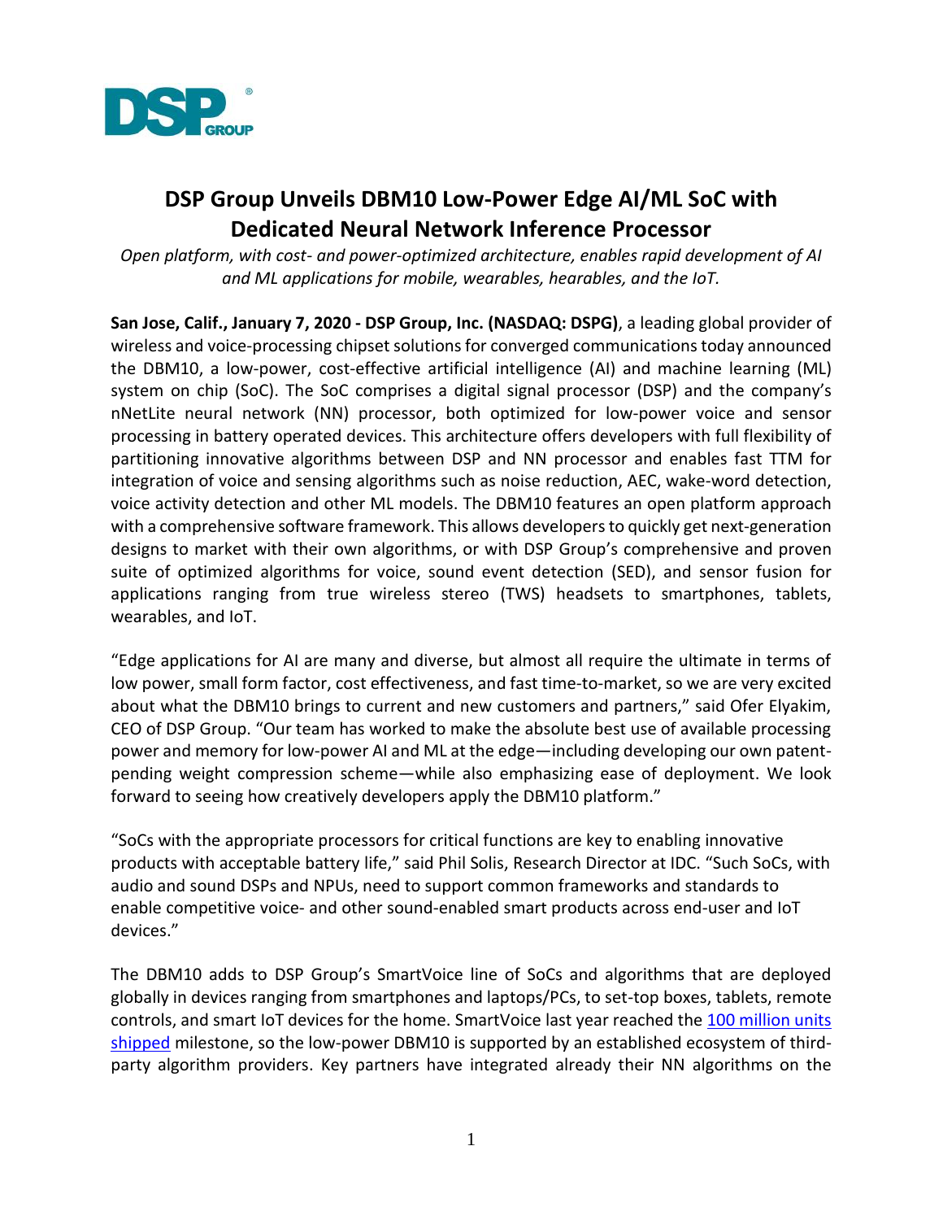# DSP Group Unveils DBM10 Low-Power Edge AI/ML SoC with Dedicated Neural Network Inference Processor

*Open platform, with cost- and power-optimized architecture, enables rapid development of AI and ML applications for mobile, wearables, hearables, and the IoT.*

**San Jose, Calif., January 7, 2020 - DSP Group, Inc. (NASDAQ: DSPG)**, a leading global provider of wireless and voice-processing chipset solutions for converged communications today announced the DBM10, a low-power, cost-effective artificial intelligence (AI) and machine learning (ML) system on chip (SoC). The SoC comprises a digital signal processor (DSP) and the company's nNetLite neural network (NN) processor, both optimized for low-power voice and sensor processing in battery operated devices. This architecture offers developers with full flexibility of partitioning innovative algorithms between DSP and NN processor and enables fast TTM for integration of voice and sensing algorithms such as noise reduction, AEC, wake-word detection, voice activity detection and other ML models. The DBM10 features an open platform approach with a comprehensive software framework. This allows developers to quickly get next-generation designs to market with their own algorithms, or with DSP Group's comprehensive and proven suite of optimized algorithms for voice, sound event detection (SED), and sensor fusion for applications ranging from true wireless stereo (TWS) headsets to smartphones, tablets, wearables, and IoT.

"Edge applications for AI are many and diverse, but almost all require the ultimate in terms of low power, small form factor, cost effectiveness, and fast time-to-market, so we are very excited about what the DBM10 brings to current and new customers and partners," said Ofer Elyakim, CEO of DSP Group. "Our team has worked to make the absolute best use of available processing power and memory for low-power AI and ML at the edge—including developing our own patent-pending weight compression scheme—while also emphasizing ease of deployment. We look forward to seeing how creatively developers apply the DBM10 platform."

"SoCs with the appropriate processors for critical functions are key to enabling innovative products with acceptable battery life," said Phil Solis, Research Director at IDC. "Such SoCs, with audio and sound DSPs and NPUs, need to support common frameworks and standards to enable competitive voice- and other sound-enabled smart products across end-user and IoT devices."

The DBM10 adds to DSP Group's SmartVoice line of SoCs and algorithms that are deployed globally in devices ranging from smartphones and laptops/PCs, to set-top boxes, tablets, remote controls, and smart IoT devices for the home. SmartVoice last year reached the 100 million units shipped milestone, so the low-power DBM10 is supported by an established ecosystem of third-party algorithm providers. Key partners have integrated already their NN algorithms on the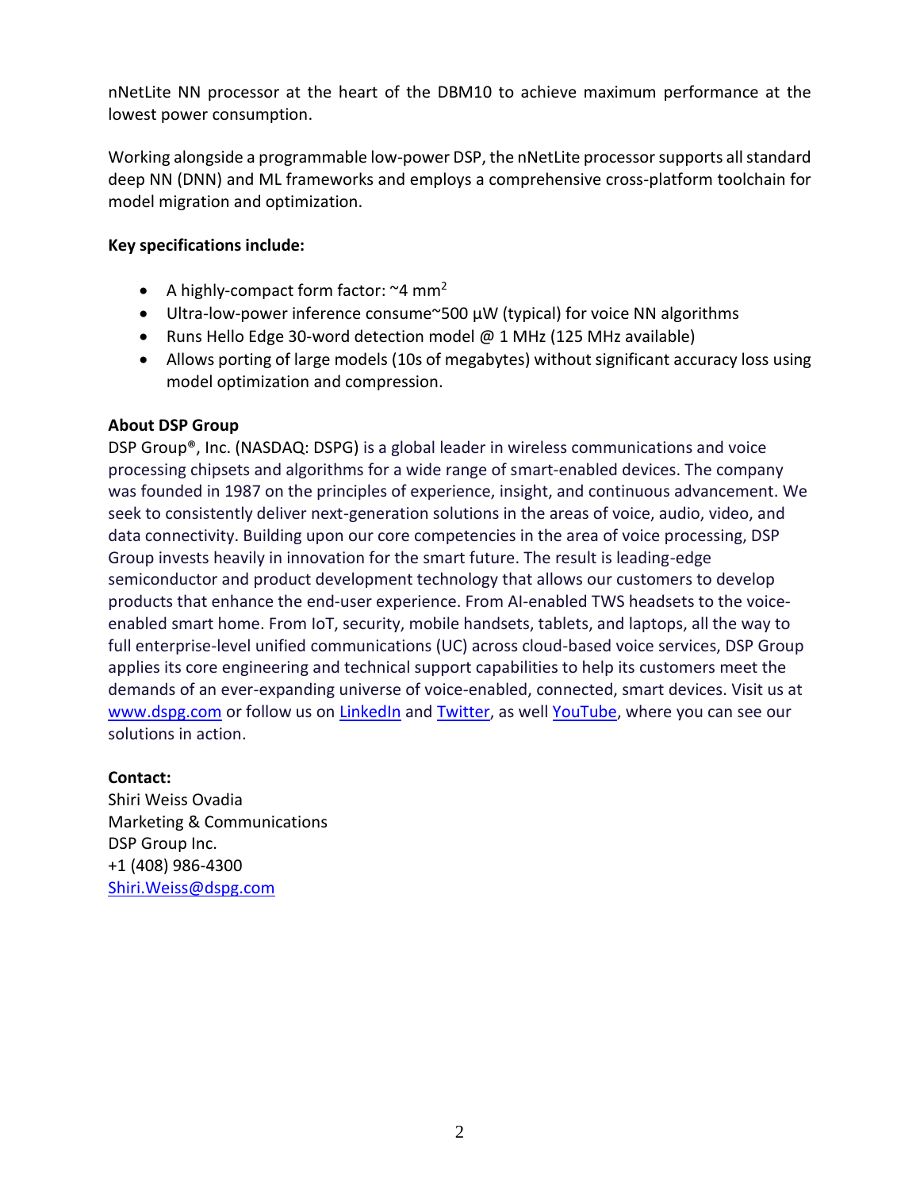nNetLite NN processor at the heart of the DBM10 to achieve maximum performance at the lowest power consumption.

Working alongside a programmable low-power DSP, the nNetLite processor supports all standard deep NN (DNN) and ML frameworks and employs a comprehensive cross-platform toolchain for model migration and optimization.

**Key specifications include:**

- A highly-compact form factor: ~4 mm$^2$
- Ultra-low-power inference consume~500 µW (typical) for voice NN algorithms
- Runs Hello Edge 30-word detection model @ 1 MHz (125 MHz available)
- Allows porting of large models (10s of megabytes) without significant accuracy loss using model optimization and compression.

**About DSP Group**
DSP Group®, Inc. (NASDAQ: DSPG) is a global leader in wireless communications and voice processing chipsets and algorithms for a wide range of smart-enabled devices. The company was founded in 1987 on the principles of experience, insight, and continuous advancement. We seek to consistently deliver next-generation solutions in the areas of voice, audio, video, and data connectivity. Building upon our core competencies in the area of voice processing, DSP Group invests heavily in innovation for the smart future. The result is leading-edge semiconductor and product development technology that allows our customers to develop products that enhance the end-user experience. From AI-enabled TWS headsets to the voice-enabled smart home. From IoT, security, mobile handsets, tablets, and laptops, all the way to full enterprise-level unified communications (UC) across cloud-based voice services, DSP Group applies its core engineering and technical support capabilities to help its customers meet the demands of an ever-expanding universe of voice-enabled, connected, smart devices. Visit us at www.dspg.com or follow us on LinkedIn and Twitter, as well YouTube, where you can see our solutions in action.

**Contact:**
Shiri Weiss Ovadia
Marketing & Communications
DSP Group Inc.
+1 (408) 986-4300
Shiri.Weiss@dspg.com